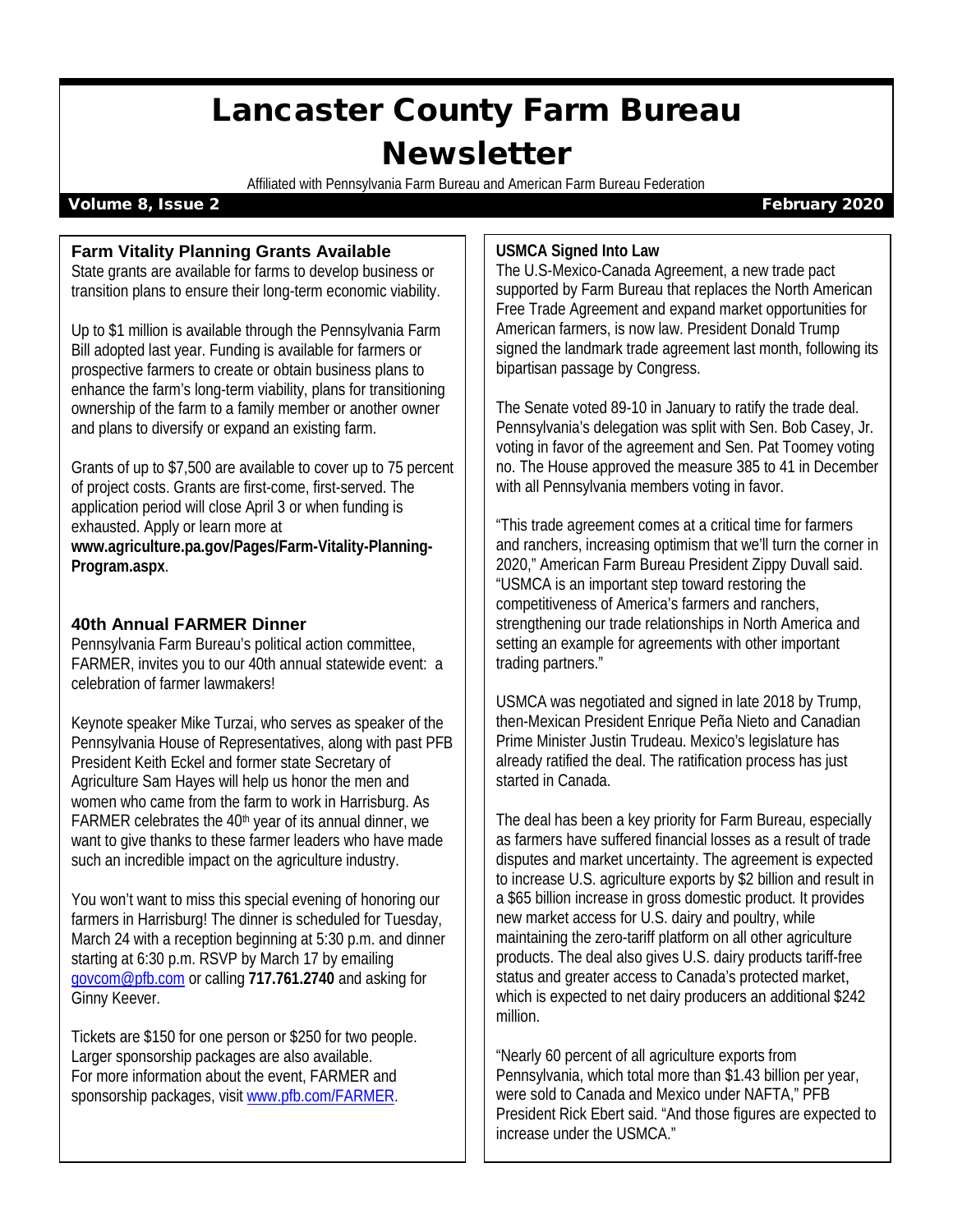# Lancaster County Farm Bureau Newsletter

Affiliated with Pennsylvania Farm Bureau and American Farm Bureau Federation

**Volume 8, Issue 2** **February 2020**

## Farm Vitality Planning Grants Available

State grants are available for farms to develop business or transition plans to ensure their long-term economic viability.

Up to $1 million is available through the Pennsylvania Farm Bill adopted last year. Funding is available for farmers or prospective farmers to create or obtain business plans to enhance the farm's long-term viability, plans for transitioning ownership of the farm to a family member or another owner and plans to diversify or expand an existing farm.

Grants of up to $7,500 are available to cover up to 75 percent of project costs. Grants are first-come, first-served. The application period will close April 3 or when funding is exhausted. Apply or learn more at **www.agriculture.pa.gov/Pages/Farm-Vitality-Planning-Program.aspx**.

## 40th Annual FARMER Dinner

Pennsylvania Farm Bureau's political action committee, FARMER, invites you to our 40th annual statewide event: a celebration of farmer lawmakers!

Keynote speaker Mike Turzai, who serves as speaker of the Pennsylvania House of Representatives, along with past PFB President Keith Eckel and former state Secretary of Agriculture Sam Hayes will help us honor the men and women who came from the farm to work in Harrisburg. As FARMER celebrates the 40th year of its annual dinner, we want to give thanks to these farmer leaders who have made such an incredible impact on the agriculture industry.

You won't want to miss this special evening of honoring our farmers in Harrisburg! The dinner is scheduled for Tuesday, March 24 with a reception beginning at 5:30 p.m. and dinner starting at 6:30 p.m. RSVP by March 17 by emailing govcom@pfb.com or calling **717.761.2740** and asking for Ginny Keever.

Tickets are $150 for one person or $250 for two people. Larger sponsorship packages are also available. For more information about the event, FARMER and sponsorship packages, visit www.pfb.com/FARMER.

## USMCA Signed Into Law

The U.S-Mexico-Canada Agreement, a new trade pact supported by Farm Bureau that replaces the North American Free Trade Agreement and expand market opportunities for American farmers, is now law. President Donald Trump signed the landmark trade agreement last month, following its bipartisan passage by Congress.

The Senate voted 89-10 in January to ratify the trade deal. Pennsylvania's delegation was split with Sen. Bob Casey, Jr. voting in favor of the agreement and Sen. Pat Toomey voting no. The House approved the measure 385 to 41 in December with all Pennsylvania members voting in favor.

"This trade agreement comes at a critical time for farmers and ranchers, increasing optimism that we'll turn the corner in 2020," American Farm Bureau President Zippy Duvall said. "USMCA is an important step toward restoring the competitiveness of America's farmers and ranchers, strengthening our trade relationships in North America and setting an example for agreements with other important trading partners."

USMCA was negotiated and signed in late 2018 by Trump, then-Mexican President Enrique Peña Nieto and Canadian Prime Minister Justin Trudeau. Mexico's legislature has already ratified the deal. The ratification process has just started in Canada.

The deal has been a key priority for Farm Bureau, especially as farmers have suffered financial losses as a result of trade disputes and market uncertainty. The agreement is expected to increase U.S. agriculture exports by $2 billion and result in a $65 billion increase in gross domestic product. It provides new market access for U.S. dairy and poultry, while maintaining the zero-tariff platform on all other agriculture products. The deal also gives U.S. dairy products tariff-free status and greater access to Canada's protected market, which is expected to net dairy producers an additional $242 million.

"Nearly 60 percent of all agriculture exports from Pennsylvania, which total more than $1.43 billion per year, were sold to Canada and Mexico under NAFTA," PFB President Rick Ebert said. "And those figures are expected to increase under the USMCA."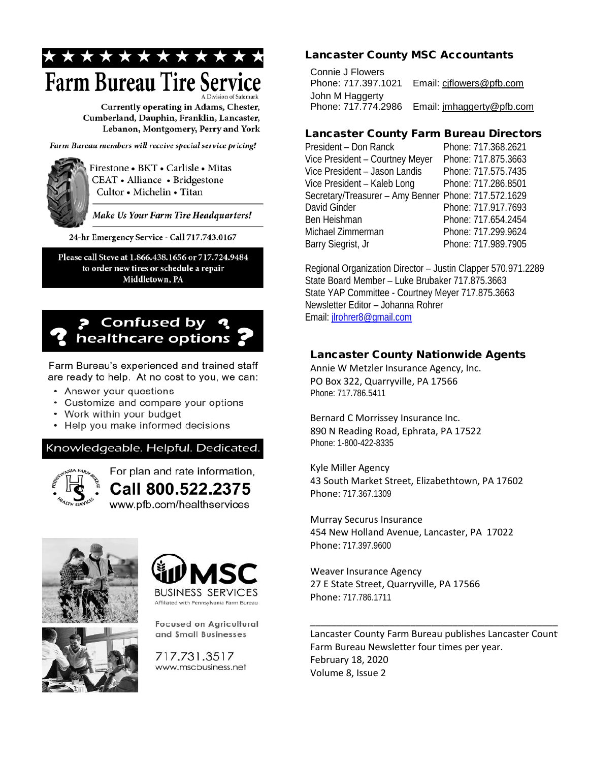# Farm Bureau Tire Service

A Division of Safemark

Currently operating in Adams, Chester, Cumberland, Dauphin, Franklin, Lancaster, Lebanon, Montgomery, Perry and York

*Farm Bureau members will receive special service pricing!*

Firestone • BKT • Carlisle • Mitas
CEAT • Alliance • Bridgestone
Cultor • Michelin • Titan

*Make Us Your Farm Tire Headquarters!*

24-hr Emergency Service - Call 717.743.0167

**Please call Steve at 1.866.438.1656 or 717.724.9484 to order new tires or schedule a repair**
**Middletown, PA**

## Confused by healthcare options

Farm Bureau's experienced and trained staff are ready to help. At no cost to you, we can:

- Answer your questions
- Customize and compare your options
- Work within your budget
- Help you make informed decisions

Knowledgeable. Helpful. Dedicated.

For plan and rate information,
**Call 800.522.2375**
www.pfb.com/healthservices

**MSC BUSINESS SERVICES**
Affiliated with Pennsylvania Farm Bureau

Focused on Agricultural and Small Businesses

717.731.3517
www.mscbusiness.net

## Lancaster County MSC Accountants

Connie J Flowers
Phone: 717.397.1021 Email: cjflowers@pfb.com
John M Haggerty
Phone: 717.774.2986 Email: jmhaggerty@pfb.com

## Lancaster County Farm Bureau Directors

| | |
|---|---|
| President – Don Ranck | Phone: 717.368.2621 |
| Vice President – Courtney Meyer | Phone: 717.875.3663 |
| Vice President – Jason Landis | Phone: 717.575.7435 |
| Vice President – Kaleb Long | Phone: 717.286.8501 |
| Secretary/Treasurer – Amy Benner | Phone: 717.572.1629 |
| David Ginder | Phone: 717.917.7693 |
| Ben Heishman | Phone: 717.654.2454 |
| Michael Zimmerman | Phone: 717.299.9624 |
| Barry Siegrist, Jr | Phone: 717.989.7905 |

Regional Organization Director – Justin Clapper 570.971.2289
State Board Member – Luke Brubaker 717.875.3663
State YAP Committee - Courtney Meyer 717.875.3663
Newsletter Editor – Johanna Rohrer
Email: jlrohrer8@gmail.com

## Lancaster County Nationwide Agents

Annie W Metzler Insurance Agency, Inc.
PO Box 322, Quarryville, PA 17566
Phone: 717.786.5411

Bernard C Morrissey Insurance Inc.
890 N Reading Road, Ephrata, PA 17522
Phone: 1-800-422-8335

Kyle Miller Agency
43 South Market Street, Elizabethtown, PA 17602
Phone: 717.367.1309

Murray Securus Insurance
454 New Holland Avenue, Lancaster, PA 17022
Phone: 717.397.9600

Weaver Insurance Agency
27 E State Street, Quarryville, PA 17566
Phone: 717.786.1711

---

Lancaster County Farm Bureau publishes Lancaster County Farm Bureau Newsletter four times per year.
February 18, 2020
Volume 8, Issue 2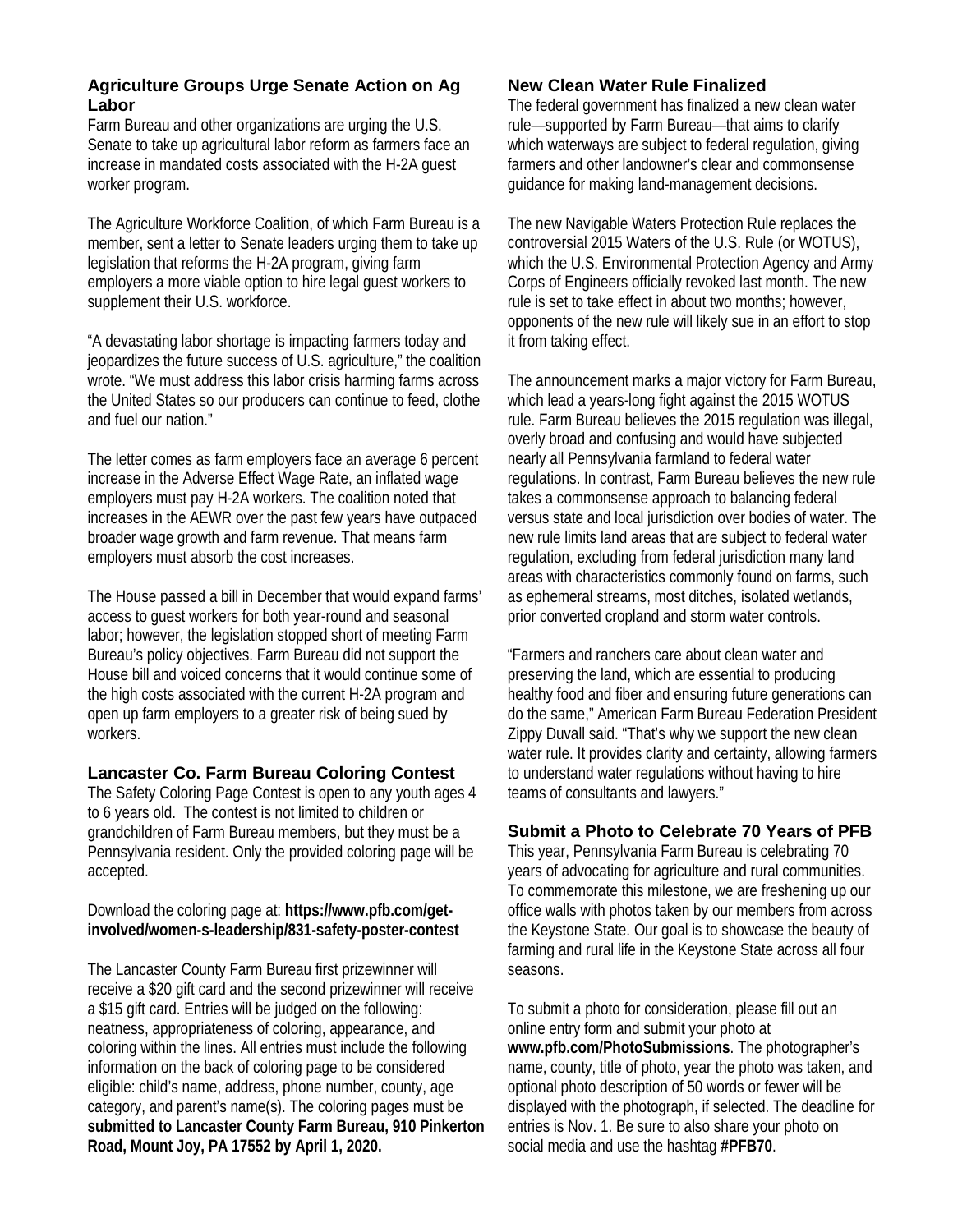### Agriculture Groups Urge Senate Action on Ag Labor

Farm Bureau and other organizations are urging the U.S. Senate to take up agricultural labor reform as farmers face an increase in mandated costs associated with the H-2A guest worker program.

The Agriculture Workforce Coalition, of which Farm Bureau is a member, sent a letter to Senate leaders urging them to take up legislation that reforms the H-2A program, giving farm employers a more viable option to hire legal guest workers to supplement their U.S. workforce.

"A devastating labor shortage is impacting farmers today and jeopardizes the future success of U.S. agriculture," the coalition wrote. "We must address this labor crisis harming farms across the United States so our producers can continue to feed, clothe and fuel our nation."

The letter comes as farm employers face an average 6 percent increase in the Adverse Effect Wage Rate, an inflated wage employers must pay H-2A workers. The coalition noted that increases in the AEWR over the past few years have outpaced broader wage growth and farm revenue. That means farm employers must absorb the cost increases.

The House passed a bill in December that would expand farms' access to guest workers for both year-round and seasonal labor; however, the legislation stopped short of meeting Farm Bureau's policy objectives. Farm Bureau did not support the House bill and voiced concerns that it would continue some of the high costs associated with the current H-2A program and open up farm employers to a greater risk of being sued by workers.

### Lancaster Co. Farm Bureau Coloring Contest

The Safety Coloring Page Contest is open to any youth ages 4 to 6 years old. The contest is not limited to children or grandchildren of Farm Bureau members, but they must be a Pennsylvania resident. Only the provided coloring page will be accepted.

Download the coloring page at: **https://www.pfb.com/get-involved/women-s-leadership/831-safety-poster-contest**

The Lancaster County Farm Bureau first prizewinner will receive a $20 gift card and the second prizewinner will receive a $15 gift card. Entries will be judged on the following: neatness, appropriateness of coloring, appearance, and coloring within the lines. All entries must include the following information on the back of coloring page to be considered eligible: child's name, address, phone number, county, age category, and parent's name(s). The coloring pages must be **submitted to Lancaster County Farm Bureau, 910 Pinkerton Road, Mount Joy, PA 17552 by April 1, 2020.**

### New Clean Water Rule Finalized

The federal government has finalized a new clean water rule—supported by Farm Bureau—that aims to clarify which waterways are subject to federal regulation, giving farmers and other landowner's clear and commonsense guidance for making land-management decisions.

The new Navigable Waters Protection Rule replaces the controversial 2015 Waters of the U.S. Rule (or WOTUS), which the U.S. Environmental Protection Agency and Army Corps of Engineers officially revoked last month. The new rule is set to take effect in about two months; however, opponents of the new rule will likely sue in an effort to stop it from taking effect.

The announcement marks a major victory for Farm Bureau, which lead a years-long fight against the 2015 WOTUS rule. Farm Bureau believes the 2015 regulation was illegal, overly broad and confusing and would have subjected nearly all Pennsylvania farmland to federal water regulations. In contrast, Farm Bureau believes the new rule takes a commonsense approach to balancing federal versus state and local jurisdiction over bodies of water. The new rule limits land areas that are subject to federal water regulation, excluding from federal jurisdiction many land areas with characteristics commonly found on farms, such as ephemeral streams, most ditches, isolated wetlands, prior converted cropland and storm water controls.

"Farmers and ranchers care about clean water and preserving the land, which are essential to producing healthy food and fiber and ensuring future generations can do the same," American Farm Bureau Federation President Zippy Duvall said. "That's why we support the new clean water rule. It provides clarity and certainty, allowing farmers to understand water regulations without having to hire teams of consultants and lawyers."

### Submit a Photo to Celebrate 70 Years of PFB

This year, Pennsylvania Farm Bureau is celebrating 70 years of advocating for agriculture and rural communities. To commemorate this milestone, we are freshening up our office walls with photos taken by our members from across the Keystone State. Our goal is to showcase the beauty of farming and rural life in the Keystone State across all four seasons.

To submit a photo for consideration, please fill out an online entry form and submit your photo at **www.pfb.com/PhotoSubmissions**. The photographer's name, county, title of photo, year the photo was taken, and optional photo description of 50 words or fewer will be displayed with the photograph, if selected. The deadline for entries is Nov. 1. Be sure to also share your photo on social media and use the hashtag **#PFB70**.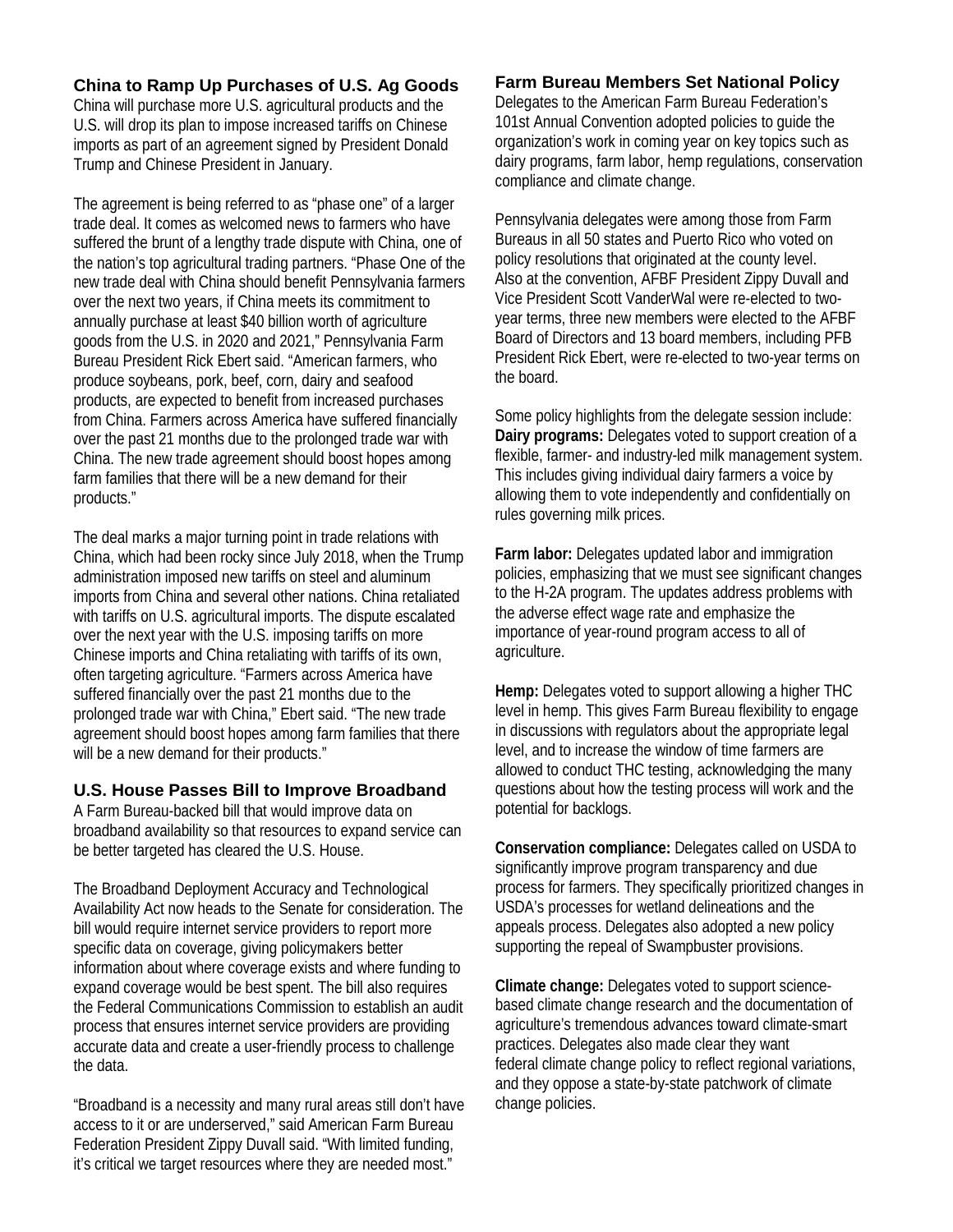## China to Ramp Up Purchases of U.S. Ag Goods

China will purchase more U.S. agricultural products and the U.S. will drop its plan to impose increased tariffs on Chinese imports as part of an agreement signed by President Donald Trump and Chinese President in January.

The agreement is being referred to as "phase one" of a larger trade deal. It comes as welcomed news to farmers who have suffered the brunt of a lengthy trade dispute with China, one of the nation's top agricultural trading partners. "Phase One of the new trade deal with China should benefit Pennsylvania farmers over the next two years, if China meets its commitment to annually purchase at least $40 billion worth of agriculture goods from the U.S. in 2020 and 2021," Pennsylvania Farm Bureau President Rick Ebert said. "American farmers, who produce soybeans, pork, beef, corn, dairy and seafood products, are expected to benefit from increased purchases from China. Farmers across America have suffered financially over the past 21 months due to the prolonged trade war with China. The new trade agreement should boost hopes among farm families that there will be a new demand for their products."

The deal marks a major turning point in trade relations with China, which had been rocky since July 2018, when the Trump administration imposed new tariffs on steel and aluminum imports from China and several other nations. China retaliated with tariffs on U.S. agricultural imports. The dispute escalated over the next year with the U.S. imposing tariffs on more Chinese imports and China retaliating with tariffs of its own, often targeting agriculture. "Farmers across America have suffered financially over the past 21 months due to the prolonged trade war with China," Ebert said. "The new trade agreement should boost hopes among farm families that there will be a new demand for their products."

## U.S. House Passes Bill to Improve Broadband

A Farm Bureau-backed bill that would improve data on broadband availability so that resources to expand service can be better targeted has cleared the U.S. House.

The Broadband Deployment Accuracy and Technological Availability Act now heads to the Senate for consideration. The bill would require internet service providers to report more specific data on coverage, giving policymakers better information about where coverage exists and where funding to expand coverage would be best spent. The bill also requires the Federal Communications Commission to establish an audit process that ensures internet service providers are providing accurate data and create a user-friendly process to challenge the data.

"Broadband is a necessity and many rural areas still don't have access to it or are underserved," said American Farm Bureau Federation President Zippy Duvall said. "With limited funding, it's critical we target resources where they are needed most."

## Farm Bureau Members Set National Policy

Delegates to the American Farm Bureau Federation's 101st Annual Convention adopted policies to guide the organization's work in coming year on key topics such as dairy programs, farm labor, hemp regulations, conservation compliance and climate change.

Pennsylvania delegates were among those from Farm Bureaus in all 50 states and Puerto Rico who voted on policy resolutions that originated at the county level. Also at the convention, AFBF President Zippy Duvall and Vice President Scott VanderWal were re-elected to two-year terms, three new members were elected to the AFBF Board of Directors and 13 board members, including PFB President Rick Ebert, were re-elected to two-year terms on the board.

Some policy highlights from the delegate session include:

**Dairy programs:** Delegates voted to support creation of a flexible, farmer- and industry-led milk management system. This includes giving individual dairy farmers a voice by allowing them to vote independently and confidentially on rules governing milk prices.

**Farm labor:** Delegates updated labor and immigration policies, emphasizing that we must see significant changes to the H-2A program. The updates address problems with the adverse effect wage rate and emphasize the importance of year-round program access to all of agriculture.

**Hemp:** Delegates voted to support allowing a higher THC level in hemp. This gives Farm Bureau flexibility to engage in discussions with regulators about the appropriate legal level, and to increase the window of time farmers are allowed to conduct THC testing, acknowledging the many questions about how the testing process will work and the potential for backlogs.

**Conservation compliance:** Delegates called on USDA to significantly improve program transparency and due process for farmers. They specifically prioritized changes in USDA's processes for wetland delineations and the appeals process. Delegates also adopted a new policy supporting the repeal of Swampbuster provisions.

**Climate change:** Delegates voted to support science-based climate change research and the documentation of agriculture's tremendous advances toward climate-smart practices. Delegates also made clear they want federal climate change policy to reflect regional variations, and they oppose a state-by-state patchwork of climate change policies.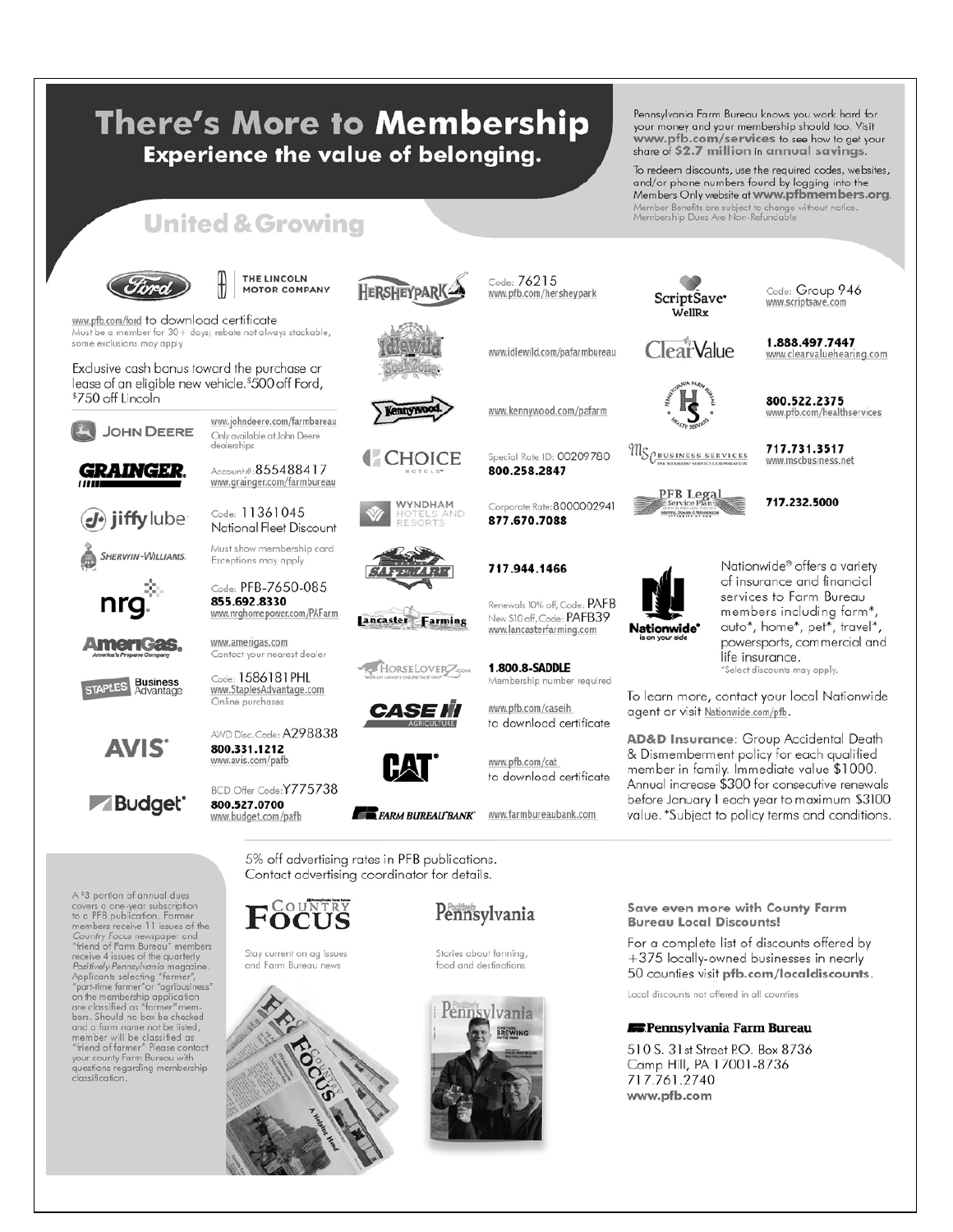# There's More to Membership

## Experience the value of belonging.

United & Growing

Pennsylvania Farm Bureau knows you work hard for your money and your membership should too. Visit **www.pfb.com/services** to see how to get your share of **$2.7 million in annual savings.**

To redeem discounts, use the required codes, websites, and/or phone numbers found by logging into the Members Only website at **www.pfbmembers.org**. Member Benefits are subject to change without notice. Membership Dues Are Non-Refundable

**Ford / The Lincoln Motor Company**
www.pfb.com/ford to download certificate
Must be a member for 30+ days; rebate not always stackable, some exclusions may apply

Exclusive cash bonus toward the purchase or lease of an eligible new vehicle. $500 off Ford, $750 off Lincoln

**John Deere** — www.johndeere.com/farmbureau
Only available at John Deere dealerships

**Grainger** — Account#: 855488417
www.grainger.com/farmbureau

**Jiffy Lube** — Code: 11361045
National Fleet Discount

**Sherwin-Williams** — Must show membership card
Exceptions may apply

**NRG** — Code: PFB-7650-085
**855.692.8330**
www.nrghomepower.com/PAFarm

**AmeriGas** — www.amerigas.com
Contact your nearest dealer

**Staples Business Advantage** — Code: 1586181PHL
www.StaplesAdvantage.com
Online purchases

**AVIS** — AWD Disc. Code: A298838
**800.331.1212**
www.avis.com/pafb

**Budget** — BCD Offer Code: Y775738
**800.527.0700**
www.budget.com/pafb

**Hersheypark** — Code: 76215
www.pfb.com/hersheypark

**Idlewild & SoakZone** — www.idlewild.com/pafarmbureau

**Kennywood** — www.kennywood.com/pafarm

**Choice Hotels** — Special Rate ID: 00209780
**800.258.2847**

**Wyndham Hotels and Resorts** — Corporate Rate: 8000002941
**877.670.7088**

**Safemark** — **717.944.1466**

**Lancaster Farming** — Renewals 10% off, Code: PAFB
New $10 off, Code: PAFB39
www.lancasterfarming.com

**HorseLoverZ.com** — **1.800.8-SADDLE**
Membership number required

**Case IH Agriculture** — www.pfb.com/caseih
to download certificate

**CAT** — www.pfb.com/cat
to download certificate

**Farm Bureau Bank** — www.farmbureaubank.com

**ScriptSave WellRx** — Code: Group 946
www.scriptsave.com

**ClearValue** — **1.888.497.7447**
www.clearvaluehearing.com

**Pennsylvania Farm Bureau Health Services** — **800.522.2375**
www.pfb.com/healthservices

**MSC Business Services** — **717.731.3517**
www.mscbusiness.net

**PFB Legal Service Plan** — **717.232.5000**

**Nationwide** — Nationwide® offers a variety of insurance and financial services to Farm Bureau members including farm*, auto*, home*, pet*, travel*, powersports, commercial and life insurance.
*Select discounts may apply.

To learn more, contact your local Nationwide agent or visit Nationwide.com/pfb.

**AD&D Insurance**: Group Accidental Death & Dismemberment policy for each qualified member in family. Immediate value $1000. Annual increase $300 for consecutive renewals before January 1 each year to maximum $3100 value. *Subject to policy terms and conditions.

5% off advertising rates in PFB publications. Contact advertising coordinator for details.

A $3 portion of annual dues covers a one-year subscription to a PFB publication. Farmer members receive 11 issues of the *Country Focus* newspaper and "friend of Farm Bureau" members receive 4 issues of the quarterly *Positively Pennsylvania* magazine. Applicants selecting "farmer", "part-time farmer" or "agribusiness" on the membership application are classified as "farmer" members. Should no box be checked and a farm name not be listed, member will be classified as "friend of farmer." Please contact your county Farm Bureau with questions regarding membership classification.

**Country Focus** — Stay current on ag issues and Farm Bureau news

**Positively Pennsylvania** — Stories about farming, food and destinations

### Save even more with County Farm Bureau Local Discounts!

For a complete list of discounts offered by +375 locally-owned businesses in nearly 50 counties visit **pfb.com/localdiscounts**.

Local discounts not offered in all counties

**Pennsylvania Farm Bureau**
510 S. 31st Street P.O. Box 8736
Camp Hill, PA 17001-8736
717.761.2740
**www.pfb.com**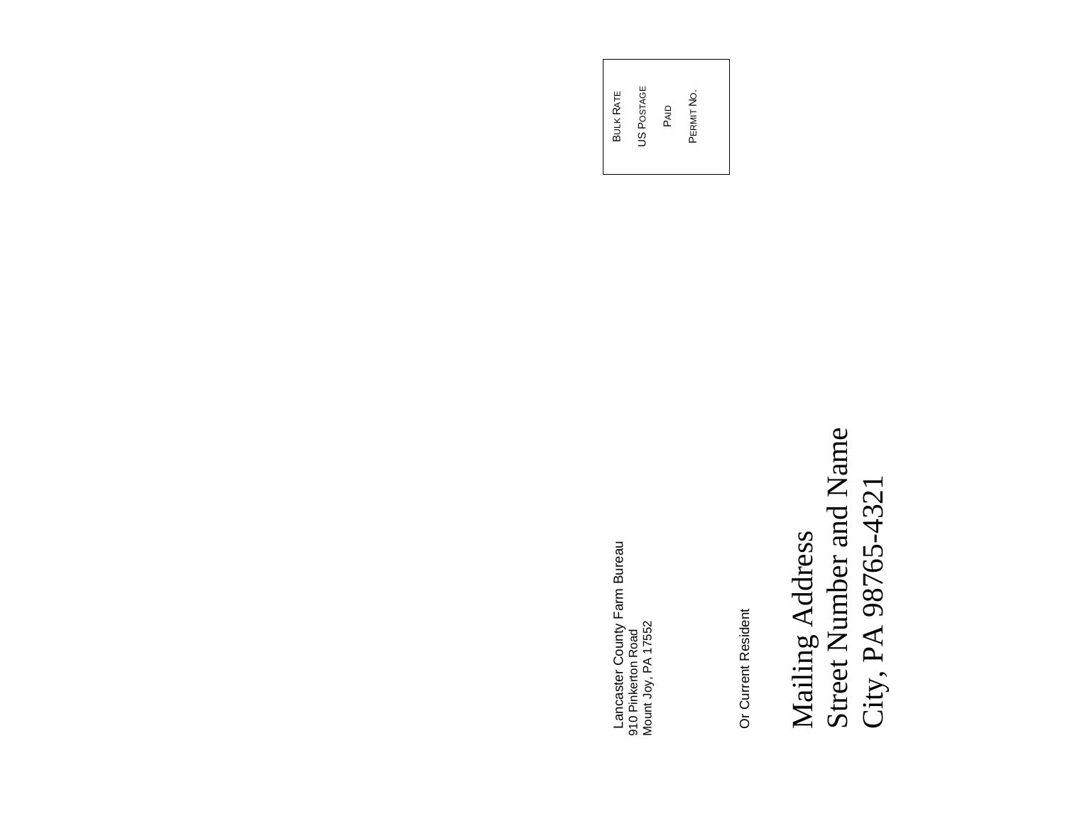BULK RATE
US POSTAGE
PAID
PERMIT NO.

Lancaster County Farm Bureau
910 Pinkerton Road
Mount Joy, PA 17552

Or Current Resident

Mailing Address
Street Number and Name
City, PA 98765-4321